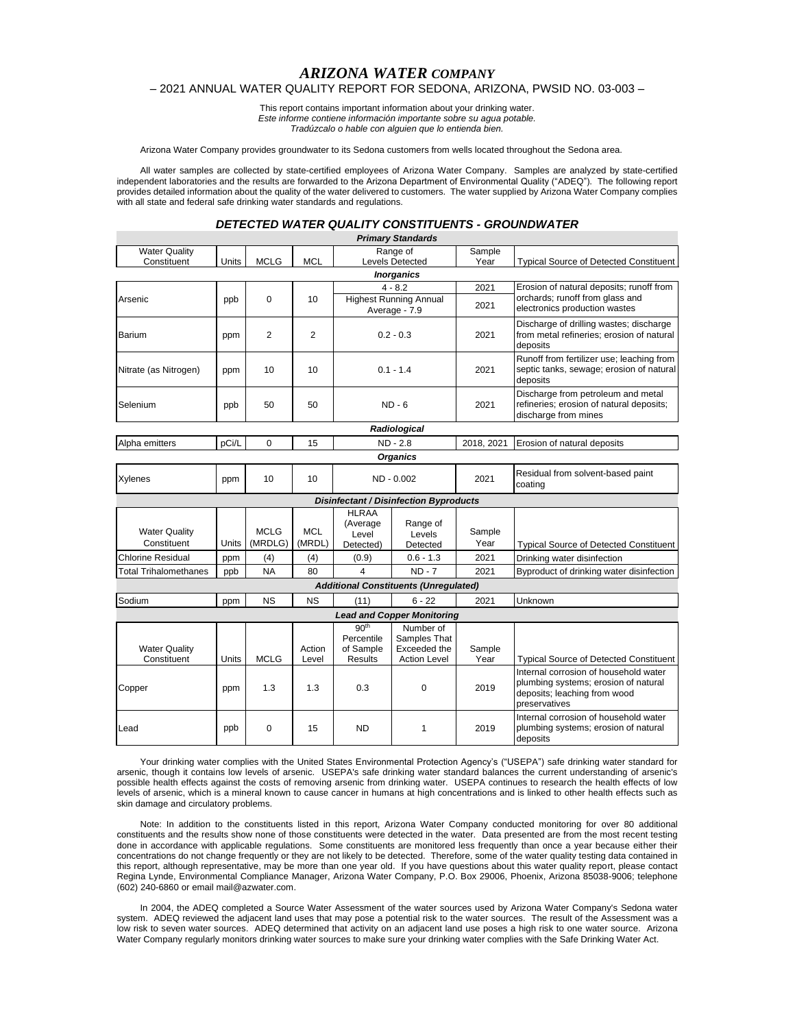# *ARIZONA WATER COMPANY*

– 2021 ANNUAL WATER QUALITY REPORT FOR SEDONA, ARIZONA, PWSID NO. 03-003 –

This report contains important information about your drinking water.
*Este informe contiene información importante sobre su agua potable.*
*Tradúzcalo o hable con alguien que lo entienda bien.*

Arizona Water Company provides groundwater to its Sedona customers from wells located throughout the Sedona area.

All water samples are collected by state-certified employees of Arizona Water Company. Samples are analyzed by state-certified independent laboratories and the results are forwarded to the Arizona Department of Environmental Quality ("ADEQ"). The following report provides detailed information about the quality of the water delivered to customers. The water supplied by Arizona Water Company complies with all state and federal safe drinking water standards and regulations.

## *DETECTED WATER QUALITY CONSTITUENTS - GROUNDWATER*

| Water Quality Constituent | Units | MCLG | MCL | Range of Levels Detected | | Sample Year | Typical Source of Detected Constituent |
|---|---|---|---|---|---|---|---|
| ***Primary Standards*** | | | | | | | |
| ***Inorganics*** | | | | | | | |
| Arsenic | ppb | 0 | 10 | 4 - 8.2 | | 2021 | Erosion of natural deposits; runoff from orchards; runoff from glass and electronics production wastes |
| | | | | Highest Running Annual Average - 7.9 | | 2021 | |
| Barium | ppm | 2 | 2 | 0.2 - 0.3 | | 2021 | Discharge of drilling wastes; discharge from metal refineries; erosion of natural deposits |
| Nitrate (as Nitrogen) | ppm | 10 | 10 | 0.1 - 1.4 | | 2021 | Runoff from fertilizer use; leaching from septic tanks, sewage; erosion of natural deposits |
| Selenium | ppb | 50 | 50 | ND - 6 | | 2021 | Discharge from petroleum and metal refineries; erosion of natural deposits; discharge from mines |
| ***Radiological*** | | | | | | | |
| Alpha emitters | pCi/L | 0 | 15 | ND - 2.8 | | 2018, 2021 | Erosion of natural deposits |
| ***Organics*** | | | | | | | |
| Xylenes | ppm | 10 | 10 | ND - 0.002 | | 2021 | Residual from solvent-based paint coating |

| Water Quality Constituent | Units | MCLG (MRDLG) | MCL (MRDL) | HLRAA (Average Level Detected) | Range of Levels Detected | Sample Year | Typical Source of Detected Constituent |
|---|---|---|---|---|---|---|---|
| ***Disinfectant / Disinfection Byproducts*** | | | | | | | |
| Chlorine Residual | ppm | (4) | (4) | (0.9) | 0.6 - 1.3 | 2021 | Drinking water disinfection |
| Total Trihalomethanes | ppb | NA | 80 | 4 | ND - 7 | 2021 | Byproduct of drinking water disinfection |
| ***Additional Constituents (Unregulated)*** | | | | | | | |
| Sodium | ppm | NS | NS | (11) | 6 - 22 | 2021 | Unknown |

| Water Quality Constituent | Units | MCLG | Action Level | 90th Percentile of Sample Results | Number of Samples That Exceeded the Action Level | Sample Year | Typical Source of Detected Constituent |
|---|---|---|---|---|---|---|---|
| ***Lead and Copper Monitoring*** | | | | | | | |
| Copper | ppm | 1.3 | 1.3 | 0.3 | 0 | 2019 | Internal corrosion of household water plumbing systems; erosion of natural deposits; leaching from wood preservatives |
| Lead | ppb | 0 | 15 | ND | 1 | 2019 | Internal corrosion of household water plumbing systems; erosion of natural deposits |

Your drinking water complies with the United States Environmental Protection Agency's ("USEPA") safe drinking water standard for arsenic, though it contains low levels of arsenic. USEPA's safe drinking water standard balances the current understanding of arsenic's possible health effects against the costs of removing arsenic from drinking water. USEPA continues to research the health effects of low levels of arsenic, which is a mineral known to cause cancer in humans at high concentrations and is linked to other health effects such as skin damage and circulatory problems.

Note: In addition to the constituents listed in this report, Arizona Water Company conducted monitoring for over 80 additional constituents and the results show none of those constituents were detected in the water. Data presented are from the most recent testing done in accordance with applicable regulations. Some constituents are monitored less frequently than once a year because either their concentrations do not change frequently or they are not likely to be detected. Therefore, some of the water quality testing data contained in this report, although representative, may be more than one year old. If you have questions about this water quality report, please contact Regina Lynde, Environmental Compliance Manager, Arizona Water Company, P.O. Box 29006, Phoenix, Arizona 85038-9006; telephone (602) 240-6860 or email mail@azwater.com.

In 2004, the ADEQ completed a Source Water Assessment of the water sources used by Arizona Water Company's Sedona water system. ADEQ reviewed the adjacent land uses that may pose a potential risk to the water sources. The result of the Assessment was a low risk to seven water sources. ADEQ determined that activity on an adjacent land use poses a high risk to one water source. Arizona Water Company regularly monitors drinking water sources to make sure your drinking water complies with the Safe Drinking Water Act.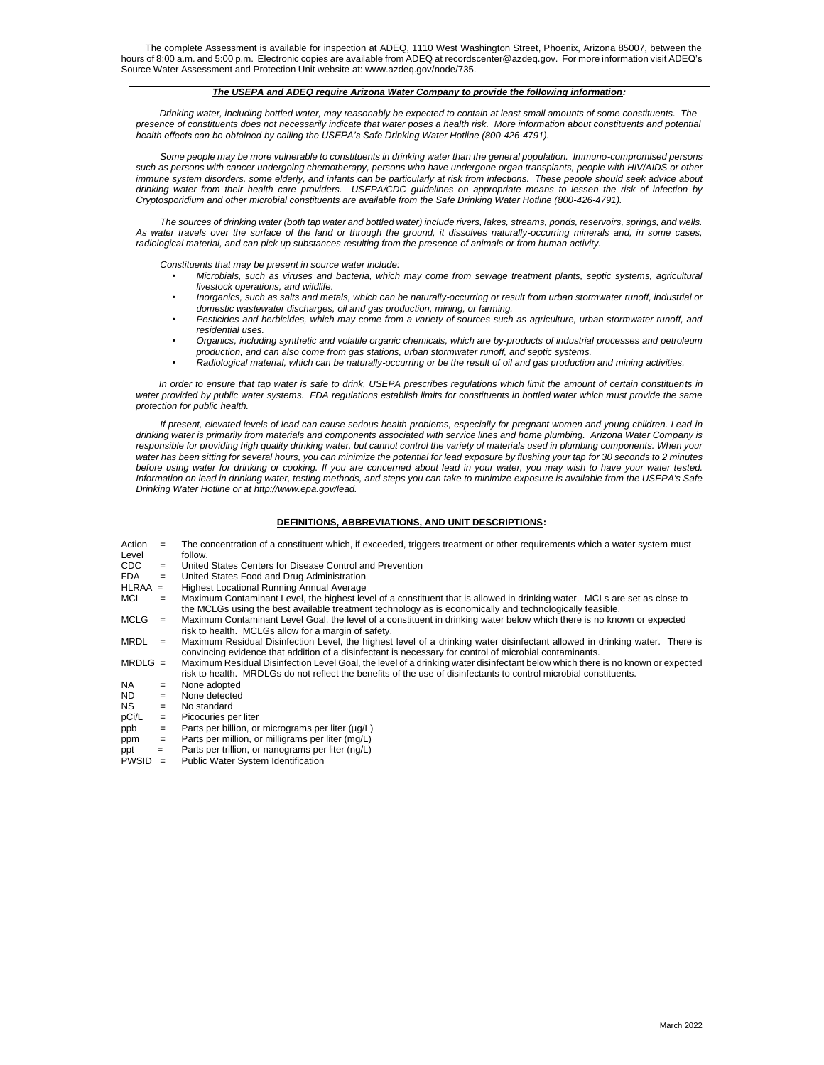The complete Assessment is available for inspection at ADEQ, 1110 West Washington Street, Phoenix, Arizona 85007, between the hours of 8:00 a.m. and 5:00 p.m. Electronic copies are available from ADEQ at recordscenter@azdeq.gov. For more information visit ADEQ's Source Water Assessment and Protection Unit website at: www.azdeq.gov/node/735.

***The USEPA and ADEQ require Arizona Water Company to provide the following information:***

*Drinking water, including bottled water, may reasonably be expected to contain at least small amounts of some constituents. The presence of constituents does not necessarily indicate that water poses a health risk. More information about constituents and potential health effects can be obtained by calling the USEPA's Safe Drinking Water Hotline (800-426-4791).*

*Some people may be more vulnerable to constituents in drinking water than the general population. Immuno-compromised persons such as persons with cancer undergoing chemotherapy, persons who have undergone organ transplants, people with HIV/AIDS or other immune system disorders, some elderly, and infants can be particularly at risk from infections. These people should seek advice about drinking water from their health care providers. USEPA/CDC guidelines on appropriate means to lessen the risk of infection by Cryptosporidium and other microbial constituents are available from the Safe Drinking Water Hotline (800-426-4791).*

*The sources of drinking water (both tap water and bottled water) include rivers, lakes, streams, ponds, reservoirs, springs, and wells. As water travels over the surface of the land or through the ground, it dissolves naturally-occurring minerals and, in some cases, radiological material, and can pick up substances resulting from the presence of animals or from human activity.*

*Constituents that may be present in source water include:*

- *Microbials, such as viruses and bacteria, which may come from sewage treatment plants, septic systems, agricultural livestock operations, and wildlife.*
- *Inorganics, such as salts and metals, which can be naturally-occurring or result from urban stormwater runoff, industrial or domestic wastewater discharges, oil and gas production, mining, or farming.*
- *Pesticides and herbicides, which may come from a variety of sources such as agriculture, urban stormwater runoff, and residential uses.*
- *Organics, including synthetic and volatile organic chemicals, which are by-products of industrial processes and petroleum production, and can also come from gas stations, urban stormwater runoff, and septic systems.*
- *Radiological material, which can be naturally-occurring or be the result of oil and gas production and mining activities.*

*In order to ensure that tap water is safe to drink, USEPA prescribes regulations which limit the amount of certain constituents in water provided by public water systems. FDA regulations establish limits for constituents in bottled water which must provide the same protection for public health.*

*If present, elevated levels of lead can cause serious health problems, especially for pregnant women and young children. Lead in drinking water is primarily from materials and components associated with service lines and home plumbing. Arizona Water Company is responsible for providing high quality drinking water, but cannot control the variety of materials used in plumbing components. When your water has been sitting for several hours, you can minimize the potential for lead exposure by flushing your tap for 30 seconds to 2 minutes before using water for drinking or cooking. If you are concerned about lead in your water, you may wish to have your water tested. Information on lead in drinking water, testing methods, and steps you can take to minimize exposure is available from the USEPA's Safe Drinking Water Hotline or at http://www.epa.gov/lead.*

**DEFINITIONS, ABBREVIATIONS, AND UNIT DESCRIPTIONS:**

| | | |
|---|---|---|
| Action Level | = | The concentration of a constituent which, if exceeded, triggers treatment or other requirements which a water system must follow. |
| CDC | = | United States Centers for Disease Control and Prevention |
| FDA | = | United States Food and Drug Administration |
| HLRAA | = | Highest Locational Running Annual Average |
| MCL | = | Maximum Contaminant Level, the highest level of a constituent that is allowed in drinking water. MCLs are set as close to the MCLGs using the best available treatment technology as is economically and technologically feasible. |
| MCLG | = | Maximum Contaminant Level Goal, the level of a constituent in drinking water below which there is no known or expected risk to health. MCLGs allow for a margin of safety. |
| MRDL | = | Maximum Residual Disinfection Level, the highest level of a drinking water disinfectant allowed in drinking water. There is convincing evidence that addition of a disinfectant is necessary for control of microbial contaminants. |
| MRDLG | = | Maximum Residual Disinfection Level Goal, the level of a drinking water disinfectant below which there is no known or expected risk to health. MRDLGs do not reflect the benefits of the use of disinfectants to control microbial constituents. |
| NA | = | None adopted |
| ND | = | None detected |
| NS | = | No standard |
| pCi/L | = | Picocuries per liter |
| ppb | = | Parts per billion, or micrograms per liter (µg/L) |
| ppm | = | Parts per million, or milligrams per liter (mg/L) |
| ppt | = | Parts per trillion, or nanograms per liter (ng/L) |
| PWSID | = | Public Water System Identification |

March 2022